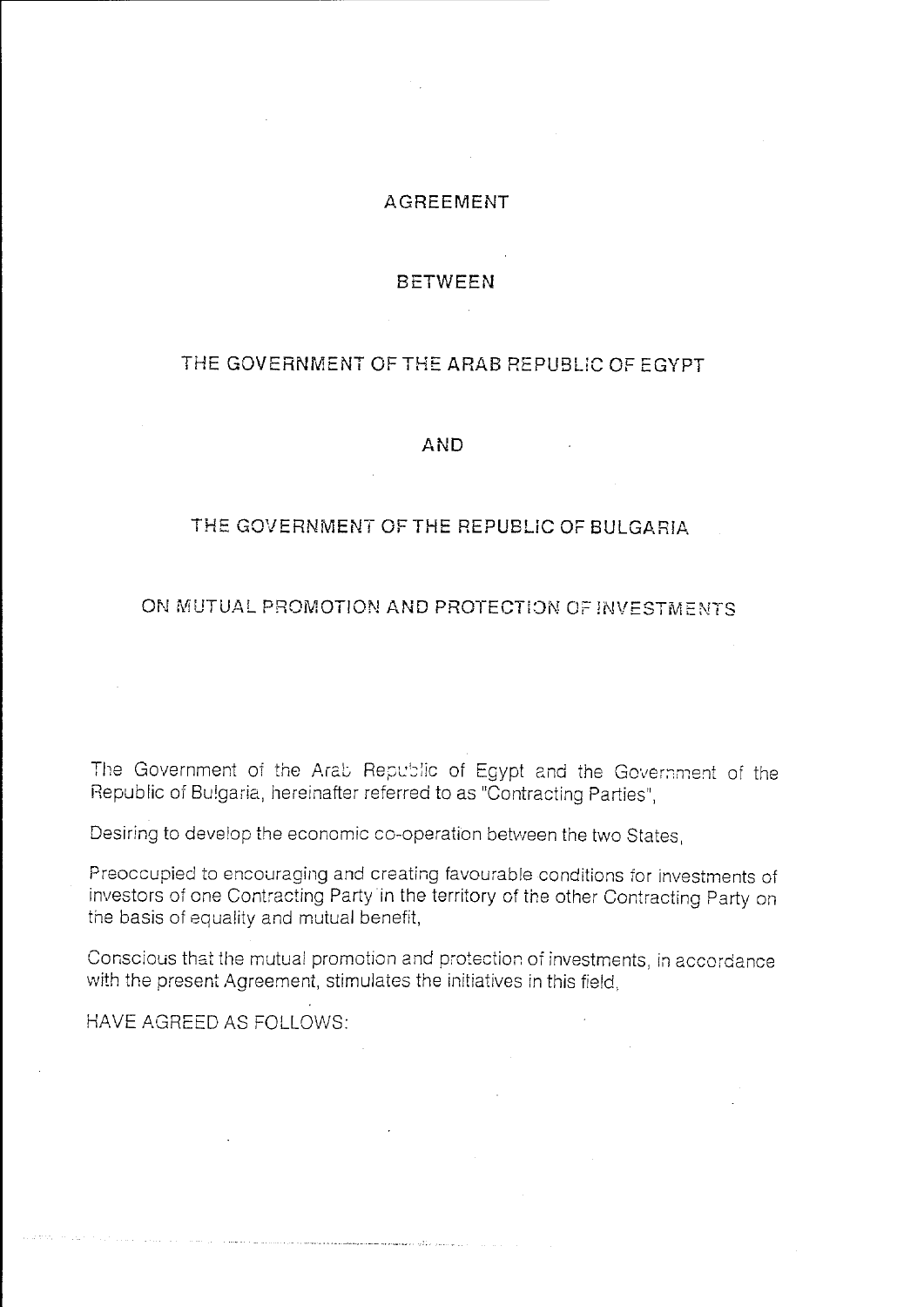# AGREEMENT

# BETWEEN

# THE GOVERNMENT OF THE ARAB REPUBLIC OF EGYPT

# AND

# THE GOVERNMENT OF THE REPUBLIC OF BULGARIA

# ON MUTUAL PROMOTION AND PROTECTION OF INVESTMENTS

The Government of the Arab Republic of Egypt and the Government of the Republic of Bulgaria, hereinafter referred to as "Contracting Parties",

Desiring to develop the economic co-operation between the two States,

Preoccupied to encouraging and creating favourable conditions for investments of investors of one Contracting Party in the territory of the other Contracting Party on the basis of equality and mutual benefit,

Conscious that the mutual promotion and protection of investments, in accordance with the present Agreement, stimulates the initiatives in this field,

HAVE AGREED AS FOLLOWS: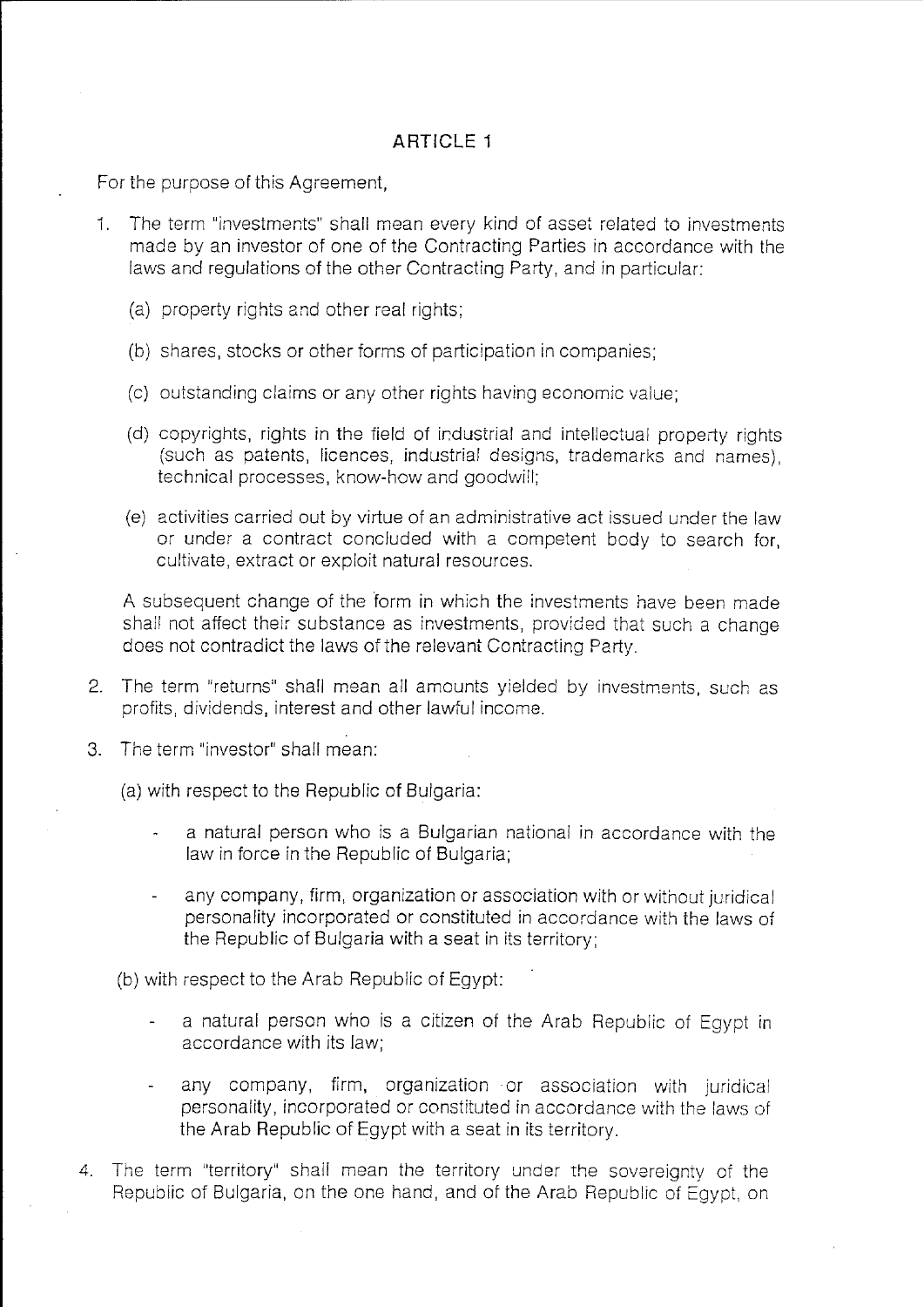## ARTICLE 1

For the purpose of this Agreement,

1. The term "investments" shall mean every kind of asset related to investments made by an investor of one of the Contracting Parties in accordance with the laws and regulations of the other Contracting Party, and in particular:

   (a) property rights and other real rights;

   (b) shares, stocks or other forms of participation in companies;

   (c) outstanding claims or any other rights having economic value;

   (d) copyrights, rights in the field of industrial and intellectual property rights (such as patents, licences, industrial designs, trademarks and names), technical processes, know-how and goodwill;

   (e) activities carried out by virtue of an administrative act issued under the law or under a contract concluded with a competent body to search for, cultivate, extract or exploit natural resources.

   A subsequent change of the form in which the investments have been made shall not affect their substance as investments, provided that such a change does not contradict the laws of the relevant Contracting Party.

2. The term "returns" shall mean all amounts yielded by investments, such as profits, dividends, interest and other lawful income.

3. The term "investor" shall mean:

   (a) with respect to the Republic of Bulgaria:

   - a natural person who is a Bulgarian national in accordance with the law in force in the Republic of Bulgaria;
   - any company, firm, organization or association with or without juridical personality incorporated or constituted in accordance with the laws of the Republic of Bulgaria with a seat in its territory;

   (b) with respect to the Arab Republic of Egypt:

   - a natural person who is a citizen of the Arab Republic of Egypt in accordance with its law;
   - any company, firm, organization or association with juridical personality, incorporated or constituted in accordance with the laws of the Arab Republic of Egypt with a seat in its territory.

4. The term "territory" shall mean the territory under the sovereignty of the Republic of Bulgaria, on the one hand, and of the Arab Republic of Egypt, on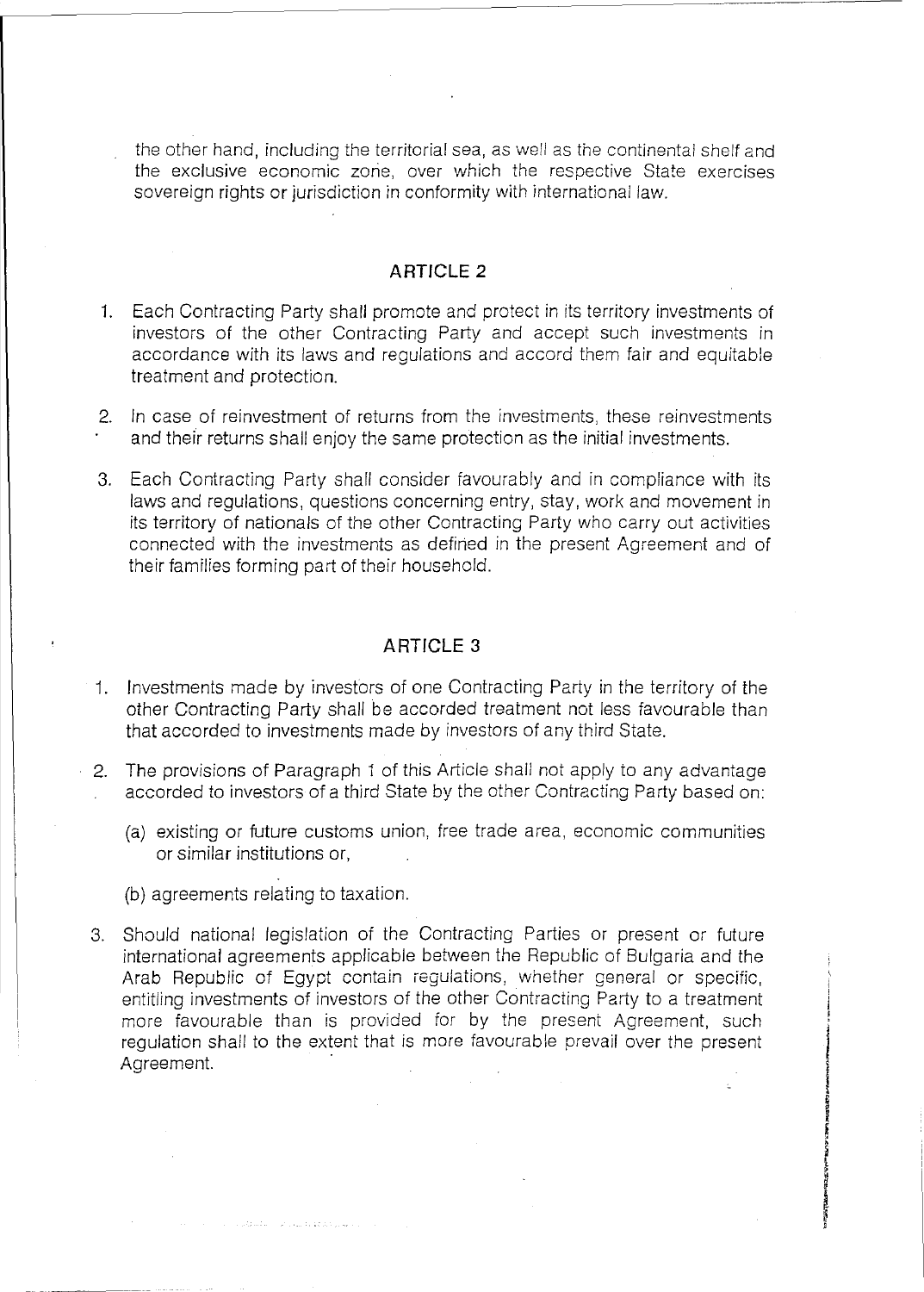the other hand, including the territorial sea, as well as the continental shelf and the exclusive economic zone, over which the respective State exercises sovereign rights or jurisdiction in conformity with international law.

## ARTICLE 2

1. Each Contracting Party shall promote and protect in its territory investments of investors of the other Contracting Party and accept such investments in accordance with its laws and regulations and accord them fair and equitable treatment and protection.

2. In case of reinvestment of returns from the investments, these reinvestments and their returns shall enjoy the same protection as the initial investments.

3. Each Contracting Party shall consider favourably and in compliance with its laws and regulations, questions concerning entry, stay, work and movement in its territory of nationals of the other Contracting Party who carry out activities connected with the investments as defined in the present Agreement and of their families forming part of their household.

## ARTICLE 3

1. Investments made by investors of one Contracting Party in the territory of the other Contracting Party shall be accorded treatment not less favourable than that accorded to investments made by investors of any third State.

2. The provisions of Paragraph 1 of this Article shall not apply to any advantage accorded to investors of a third State by the other Contracting Party based on:

   (a) existing or future customs union, free trade area, economic communities or similar institutions or,

   (b) agreements relating to taxation.

3. Should national legislation of the Contracting Parties or present or future international agreements applicable between the Republic of Bulgaria and the Arab Republic of Egypt contain regulations, whether general or specific, entitling investments of investors of the other Contracting Party to a treatment more favourable than is provided for by the present Agreement, such regulation shall to the extent that is more favourable prevail over the present Agreement.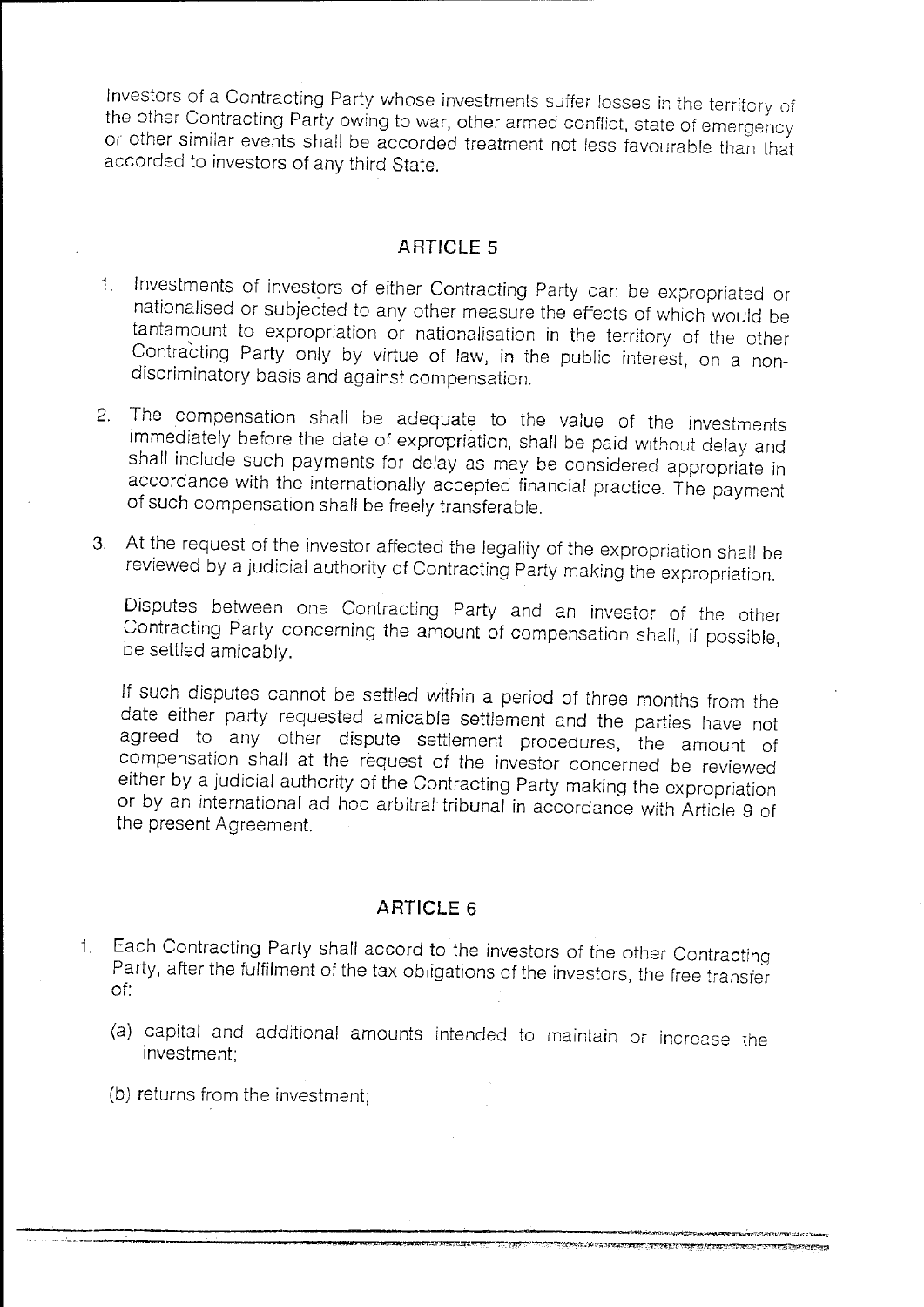Investors of a Contracting Party whose investments suffer losses in the territory of the other Contracting Party owing to war, other armed conflict, state of emergency or other similar events shall be accorded treatment not less favourable than that accorded to investors of any third State.

## ARTICLE 5

1. Investments of investors of either Contracting Party can be expropriated or nationalised or subjected to any other measure the effects of which would be tantamount to expropriation or nationalisation in the territory of the other Contracting Party only by virtue of law, in the public interest, on a non-discriminatory basis and against compensation.

2. The compensation shall be adequate to the value of the investments immediately before the date of expropriation, shall be paid without delay and shall include such payments for delay as may be considered appropriate in accordance with the internationally accepted financial practice. The payment of such compensation shall be freely transferable.

3. At the request of the investor affected the legality of the expropriation shall be reviewed by a judicial authority of Contracting Party making the expropriation.

   Disputes between one Contracting Party and an investor of the other Contracting Party concerning the amount of compensation shall, if possible, be settled amicably.

   If such disputes cannot be settled within a period of three months from the date either party requested amicable settlement and the parties have not agreed to any other dispute settlement procedures, the amount of compensation shall at the request of the investor concerned be reviewed either by a judicial authority of the Contracting Party making the expropriation or by an international ad hoc arbitral tribunal in accordance with Article 9 of the present Agreement.

## ARTICLE 6

1. Each Contracting Party shall accord to the investors of the other Contracting Party, after the fulfilment of the tax obligations of the investors, the free transfer of:

   (a) capital and additional amounts intended to maintain or increase the investment;

   (b) returns from the investment;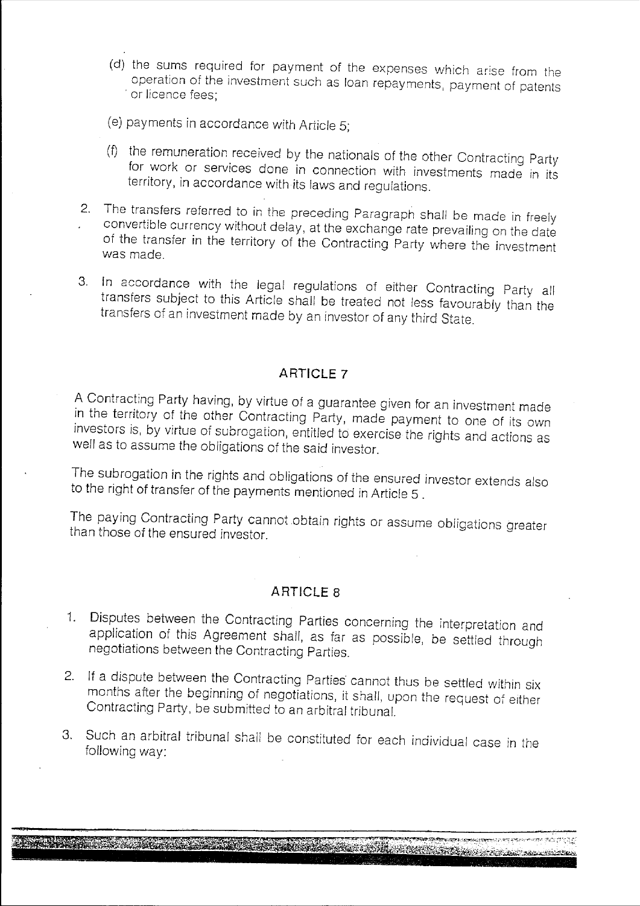(d) the sums required for payment of the expenses which arise from the operation of the investment such as loan repayments, payment of patents or licence fees;

(e) payments in accordance with Article 5;

(f) the remuneration received by the nationals of the other Contracting Party for work or services done in connection with investments made in its territory, in accordance with its laws and regulations.

2. The transfers referred to in the preceding Paragraph shall be made in freely convertible currency without delay, at the exchange rate prevailing on the date of the transfer in the territory of the Contracting Party where the investment was made.

3. In accordance with the legal regulations of either Contracting Party all transfers subject to this Article shall be treated not less favourably than the transfers of an investment made by an investor of any third State.

## ARTICLE 7

A Contracting Party having, by virtue of a guarantee given for an investment made in the territory of the other Contracting Party, made payment to one of its own investors is, by virtue of subrogation, entitled to exercise the rights and actions as well as to assume the obligations of the said investor.

The subrogation in the rights and obligations of the ensured investor extends also to the right of transfer of the payments mentioned in Article 5 .

The paying Contracting Party cannot obtain rights or assume obligations greater than those of the ensured investor.

## ARTICLE 8

1. Disputes between the Contracting Parties concerning the interpretation and application of this Agreement shall, as far as possible, be settled through negotiations between the Contracting Parties.

2. If a dispute between the Contracting Parties cannot thus be settled within six months after the beginning of negotiations, it shall, upon the request of either Contracting Party, be submitted to an arbitral tribunal.

3. Such an arbitral tribunal shall be constituted for each individual case in the following way: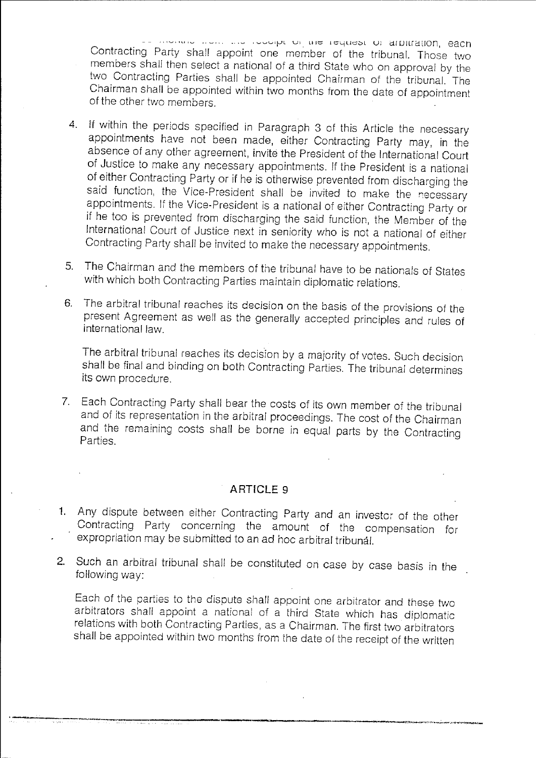... months from the receipt of the request of arbitration, each Contracting Party shall appoint one member of the tribunal. Those two members shall then select a national of a third State who on approval by the two Contracting Parties shall be appointed Chairman of the tribunal. The Chairman shall be appointed within two months from the date of appointment of the other two members.

4. If within the periods specified in Paragraph 3 of this Article the necessary appointments have not been made, either Contracting Party may, in the absence of any other agreement, invite the President of the International Court of Justice to make any necessary appointments. If the President is a national of either Contracting Party or if he is otherwise prevented from discharging the said function, the Vice-President shall be invited to make the necessary appointments. If the Vice-President is a national of either Contracting Party or if he too is prevented from discharging the said function, the Member of the International Court of Justice next in seniority who is not a national of either Contracting Party shall be invited to make the necessary appointments.

5. The Chairman and the members of the tribunal have to be nationals of States with which both Contracting Parties maintain diplomatic relations.

6. The arbitral tribunal reaches its decision on the basis of the provisions of the present Agreement as well as the generally accepted principles and rules of international law.

   The arbitral tribunal reaches its decision by a majority of votes. Such decision shall be final and binding on both Contracting Parties. The tribunal determines its own procedure.

7. Each Contracting Party shall bear the costs of its own member of the tribunal and of its representation in the arbitral proceedings. The cost of the Chairman and the remaining costs shall be borne in equal parts by the Contracting Parties.

## ARTICLE 9

1. Any dispute between either Contracting Party and an investor of the other Contracting Party concerning the amount of the compensation for expropriation may be submitted to an ad hoc arbitral tribunal.

2. Such an arbitral tribunal shall be constituted on case by case basis in the following way:

   Each of the parties to the dispute shall appoint one arbitrator and these two arbitrators shall appoint a national of a third State which has diplomatic relations with both Contracting Parties, as a Chairman. The first two arbitrators shall be appointed within two months from the date of the receipt of the written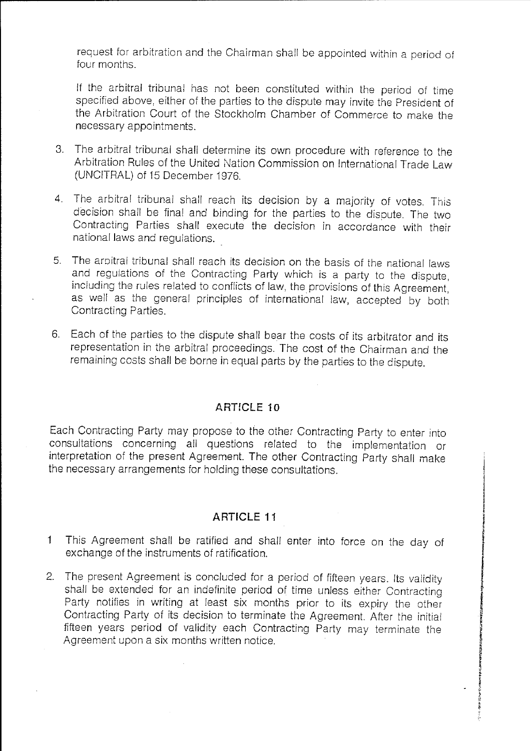request for arbitration and the Chairman shall be appointed within a period of four months.

If the arbitral tribunal has not been constituted within the period of time specified above, either of the parties to the dispute may invite the President of the Arbitration Court of the Stockholm Chamber of Commerce to make the necessary appointments.

3. The arbitral tribunal shall determine its own procedure with reference to the Arbitration Rules of the United Nation Commission on International Trade Law (UNCITRAL) of 15 December 1976.

4. The arbitral tribunal shall reach its decision by a majority of votes. This decision shall be final and binding for the parties to the dispute. The two Contracting Parties shall execute the decision in accordance with their national laws and regulations.

5. The arbitral tribunal shall reach its decision on the basis of the national laws and regulations of the Contracting Party which is a party to the dispute, including the rules related to conflicts of law, the provisions of this Agreement, as well as the general principles of international law, accepted by both Contracting Parties.

6. Each of the parties to the dispute shall bear the costs of its arbitrator and its representation in the arbitral proceedings. The cost of the Chairman and the remaining costs shall be borne in equal parts by the parties to the dispute.

## ARTICLE 10

Each Contracting Party may propose to the other Contracting Party to enter into consultations concerning all questions related to the implementation or interpretation of the present Agreement. The other Contracting Party shall make the necessary arrangements for holding these consultations.

## ARTICLE 11

1 This Agreement shall be ratified and shall enter into force on the day of exchange of the instruments of ratification.

2. The present Agreement is concluded for a period of fifteen years. Its validity shall be extended for an indefinite period of time unless either Contracting Party notifies in writing at least six months prior to its expiry the other Contracting Party of its decision to terminate the Agreement. After the initial fifteen years period of validity each Contracting Party may terminate the Agreement upon a six months written notice.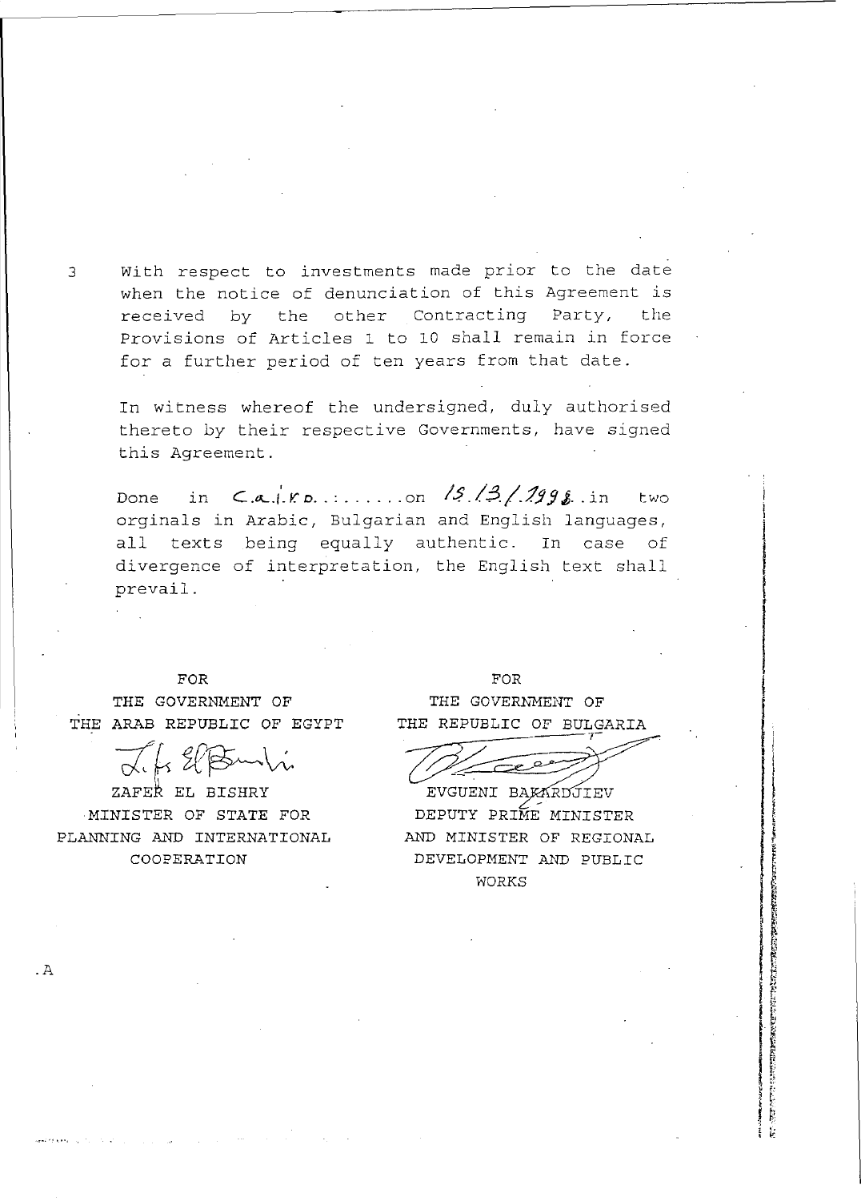3 With respect to investments made prior to the date when the notice of denunciation of this Agreement is received by the other Contracting Party, the Provisions of Articles 1 to 10 shall remain in force for a further period of ten years from that date.

In witness whereof the undersigned, duly authorised thereto by their respective Governments, have signed this Agreement.

Done in Cairo.......on 15/3/1998..in two orginals in Arabic, Bulgarian and English languages, all texts being equally authentic. In case of divergence of interpretation, the English text shall prevail.

| | |
|---|---|
| FOR<br>THE GOVERNMENT OF<br>THE ARAB REPUBLIC OF EGYPT | FOR<br>THE GOVERNMENT OF<br>THE REPUBLIC OF BULGARIA |
| ZAFER EL BISHRY<br>MINISTER OF STATE FOR<br>PLANNING AND INTERNATIONAL<br>COOPERATION | EVGUENI BAKARDJIEV<br>DEPUTY PRIME MINISTER<br>AND MINISTER OF REGIONAL<br>DEVELOPMENT AND PUBLIC<br>WORKS |

.A